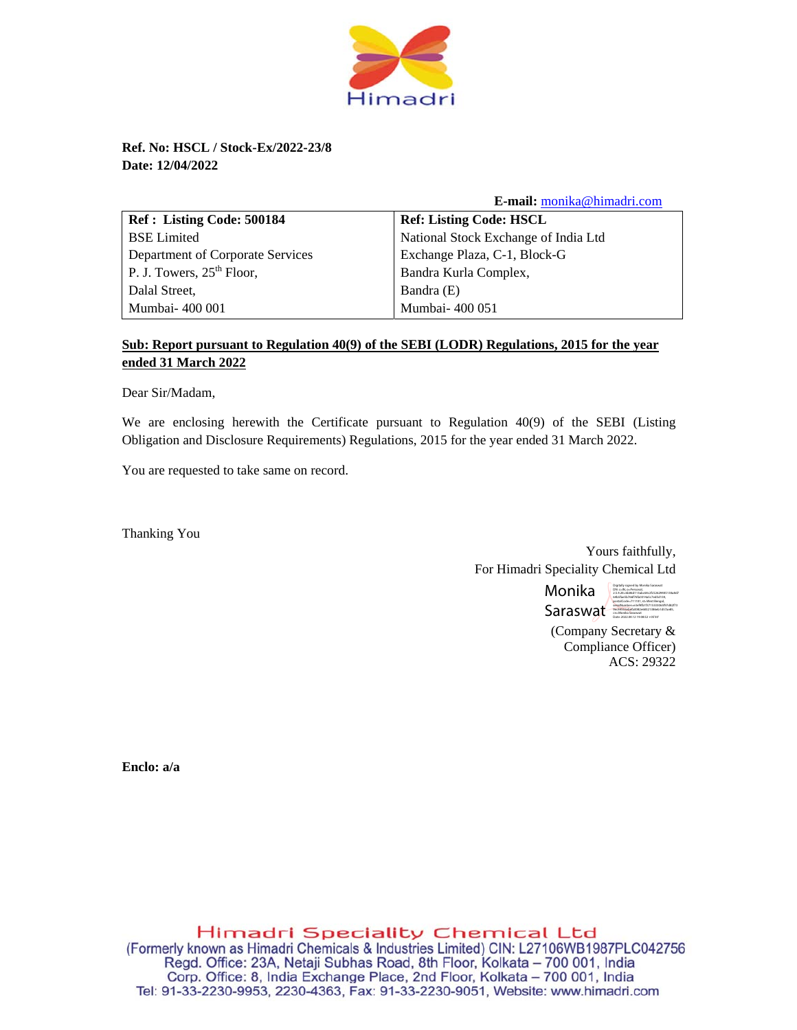Himadri

**Ref. No: HSCL / Stock-Ex/2022-23/8**
**Date: 12/04/2022**

**E-mail:** monika@himadri.com

| **Ref : Listing Code: 500184** | **Ref: Listing Code: HSCL** |
|---|---|
| BSE Limited | National Stock Exchange of India Ltd |
| Department of Corporate Services | Exchange Plaza, C-1, Block-G |
| P. J. Towers, 25th Floor, | Bandra Kurla Complex, |
| Dalal Street, | Bandra (E) |
| Mumbai- 400 001 | Mumbai- 400 051 |

**Sub: Report pursuant to Regulation 40(9) of the SEBI (LODR) Regulations, 2015 for the year ended 31 March 2022**

Dear Sir/Madam,

We are enclosing herewith the Certificate pursuant to Regulation 40(9) of the SEBI (Listing Obligation and Disclosure Requirements) Regulations, 2015 for the year ended 31 March 2022.

You are requested to take same on record.

Thanking You

Yours faithfully,
For Himadri Speciality Chemical Ltd

Monika Saraswat

(Company Secretary & Compliance Officer)
ACS: 29322

**Enclo: a/a**

Himadri Speciality Chemical Ltd
(Formerly known as Himadri Chemicals & Industries Limited) CIN: L27106WB1987PLC042756
Regd. Office: 23A, Netaji Subhas Road, 8th Floor, Kolkata – 700 001, India
Corp. Office: 8, India Exchange Place, 2nd Floor, Kolkata – 700 001, India
Tel: 91-33-2230-9953, 2230-4363, Fax: 91-33-2230-9051, Website: www.himadri.com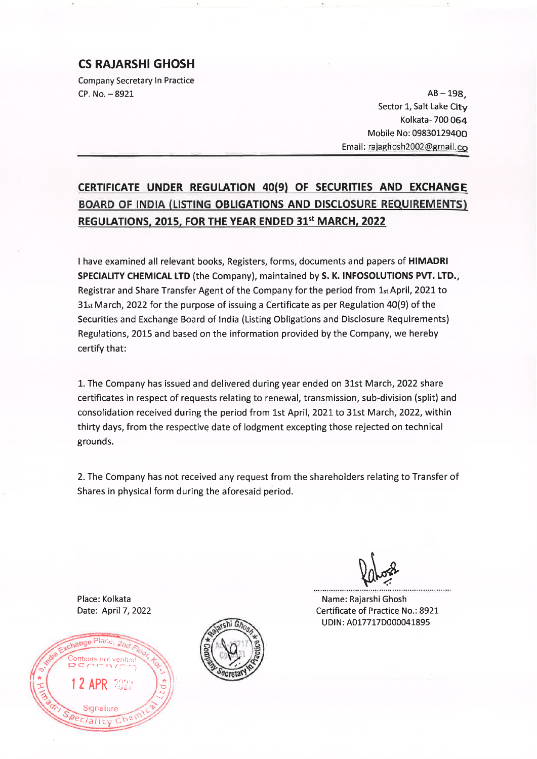## CS RAJARSHI GHOSH

Company Secretary In Practice
CP. No. – 8921

AB – 198,
Sector 1, Salt Lake City
Kolkata- 700 064
Mobile No: 09830129400
Email: rajaghosh2002@gmail.co

---

**CERTIFICATE UNDER REGULATION 40(9) OF SECURITIES AND EXCHANGE BOARD OF INDIA (LISTING OBLIGATIONS AND DISCLOSURE REQUIREMENTS) REGULATIONS, 2015, FOR THE YEAR ENDED 31st MARCH, 2022**

I have examined all relevant books, Registers, forms, documents and papers of **HIMADRI SPECIALITY CHEMICAL LTD** (the Company), maintained by **S. K. INFOSOLUTIONS PVT. LTD.**, Registrar and Share Transfer Agent of the Company for the period from 1st April, 2021 to 31st March, 2022 for the purpose of issuing a Certificate as per Regulation 40(9) of the Securities and Exchange Board of India (Listing Obligations and Disclosure Requirements) Regulations, 2015 and based on the information provided by the Company, we hereby certify that:

1. The Company has issued and delivered during year ended on 31st March, 2022 share certificates in respect of requests relating to renewal, transmission, sub-division (split) and consolidation received during the period from 1st April, 2021 to 31st March, 2022, within thirty days, from the respective date of lodgment excepting those rejected on technical grounds.

2. The Company has not received any request from the shareholders relating to Transfer of Shares in physical form during the aforesaid period.

Place: Kolkata
Date: April 7, 2022

Name: Rajarshi Ghosh
Certificate of Practice No.: 8921
UDIN: A017717D000041895